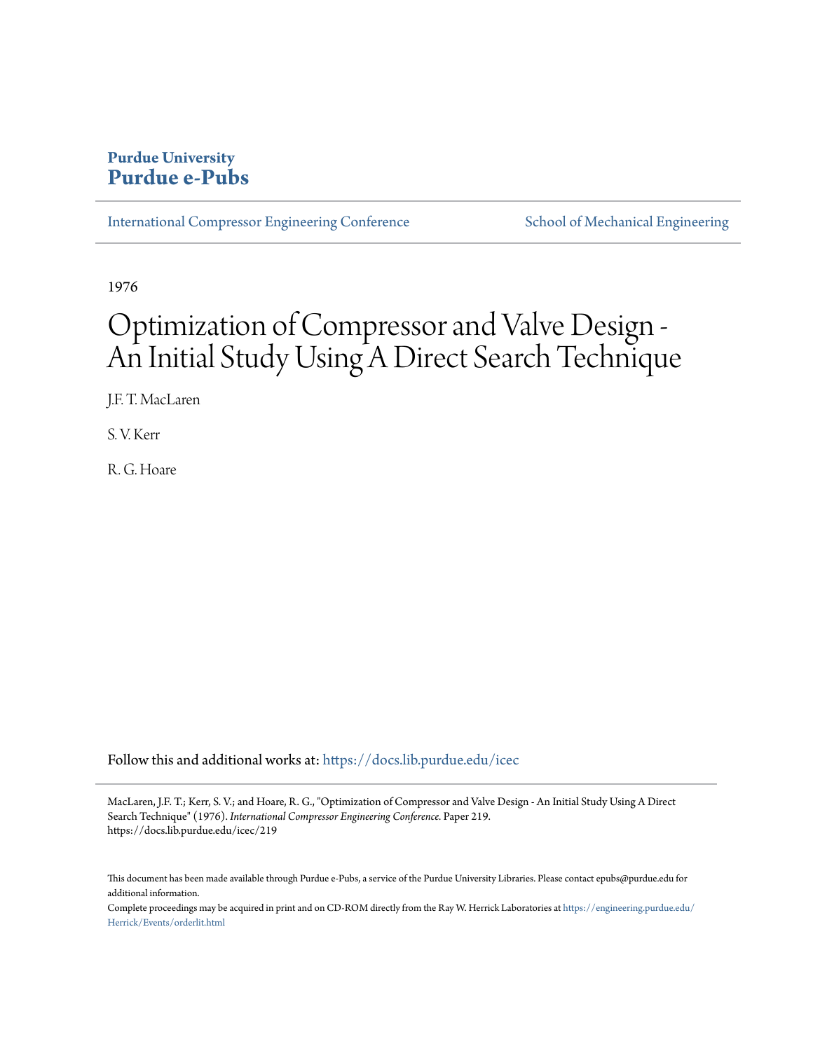**Purdue University**
**Purdue e-Pubs**

International Compressor Engineering Conference | School of Mechanical Engineering

1976

# Optimization of Compressor and Valve Design - An Initial Study Using A Direct Search Technique

J.F. T. MacLaren

S. V. Kerr

R. G. Hoare

Follow this and additional works at: https://docs.lib.purdue.edu/icec

MacLaren, J.F. T.; Kerr, S. V.; and Hoare, R. G., "Optimization of Compressor and Valve Design - An Initial Study Using A Direct Search Technique" (1976). *International Compressor Engineering Conference.* Paper 219. https://docs.lib.purdue.edu/icec/219

This document has been made available through Purdue e-Pubs, a service of the Purdue University Libraries. Please contact epubs@purdue.edu for additional information.

Complete proceedings may be acquired in print and on CD-ROM directly from the Ray W. Herrick Laboratories at https://engineering.purdue.edu/Herrick/Events/orderlit.html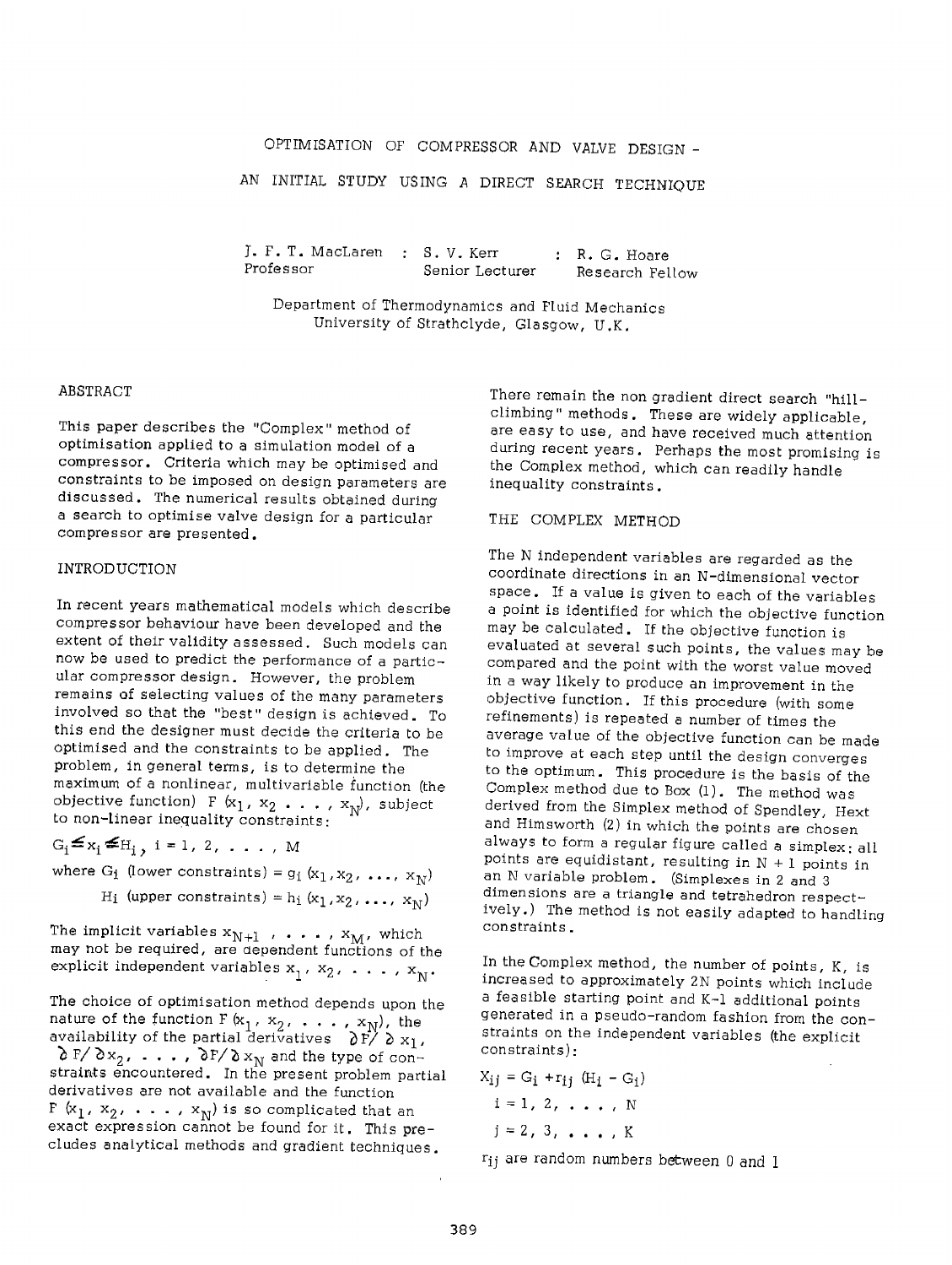# OPTIMISATION OF COMPRESSOR AND VALVE DESIGN - AN INITIAL STUDY USING A DIRECT SEARCH TECHNIQUE

J. F. T. MacLaren : S. V. Kerr : R. G. Hoare
Professor Senior Lecturer Research Fellow

Department of Thermodynamics and Fluid Mechanics
University of Strathclyde, Glasgow, U.K.

## ABSTRACT

This paper describes the "Complex" method of optimisation applied to a simulation model of a compressor. Criteria which may be optimised and constraints to be imposed on design parameters are discussed. The numerical results obtained during a search to optimise valve design for a particular compressor are presented.

## INTRODUCTION

In recent years mathematical models which describe compressor behaviour have been developed and the extent of their validity assessed. Such models can now be used to predict the performance of a particular compressor design. However, the problem remains of selecting values of the many parameters involved so that the "best" design is achieved. To this end the designer must decide the criteria to be optimised and the constraints to be applied. The problem, in general terms, is to determine the maximum of a nonlinear, multivariable function (the objective function) $F(x_1, x_2 \ldots, x_N)$, subject to non-linear inequality constraints:

$$G_i \leq x_i \leq H_i, \quad i = 1, 2, \ldots, M$$

where $G_i$ (lower constraints) $= g_i(x_1, x_2, \ldots, x_N)$

$H_i$ (upper constraints) $= h_i(x_1, x_2, \ldots, x_N)$

The implicit variables $x_{N+1}, \ldots, x_M$, which may not be required, are dependent functions of the explicit independent variables $x_1, x_2, \ldots, x_N$.

The choice of optimisation method depends upon the nature of the function $F(x_1, x_2, \ldots, x_N)$, the availability of the partial derivatives $\partial F/\partial x_1$, $\partial F/\partial x_2, \ldots, \partial F/\partial x_N$ and the type of constraints encountered. In the present problem partial derivatives are not available and the function $F(x_1, x_2, \ldots, x_N)$ is so complicated that an exact expression cannot be found for it. This precludes analytical methods and gradient techniques.

There remain the non gradient direct search "hill-climbing" methods. These are widely applicable, are easy to use, and have received much attention during recent years. Perhaps the most promising is the Complex method, which can readily handle inequality constraints.

## THE COMPLEX METHOD

The N independent variables are regarded as the coordinate directions in an N-dimensional vector space. If a value is given to each of the variables a point is identified for which the objective function may be calculated. If the objective function is evaluated at several such points, the values may be compared and the point with the worst value moved in a way likely to produce an improvement in the objective function. If this procedure (with some refinements) is repeated a number of times the average value of the objective function can be made to improve at each step until the design converges to the optimum. This procedure is the basis of the Complex method due to Box (1). The method was derived from the Simplex method of Spendley, Hext and Himsworth (2) in which the points are chosen always to form a regular figure called a simplex: all points are equidistant, resulting in N + 1 points in an N variable problem. (Simplexes in 2 and 3 dimensions are a triangle and tetrahedron respectively.) The method is not easily adapted to handling constraints.

In the Complex method, the number of points, K, is increased to approximately 2N points which include a feasible starting point and K-1 additional points generated in a pseudo-random fashion from the constraints on the independent variables (the explicit constraints):

$$X_{ij} = G_i + r_{ij}(H_i - G_i)$$

$$i = 1, 2, \ldots, N$$

$$j = 2, 3, \ldots, K$$

$r_{ij}$ are random numbers between 0 and 1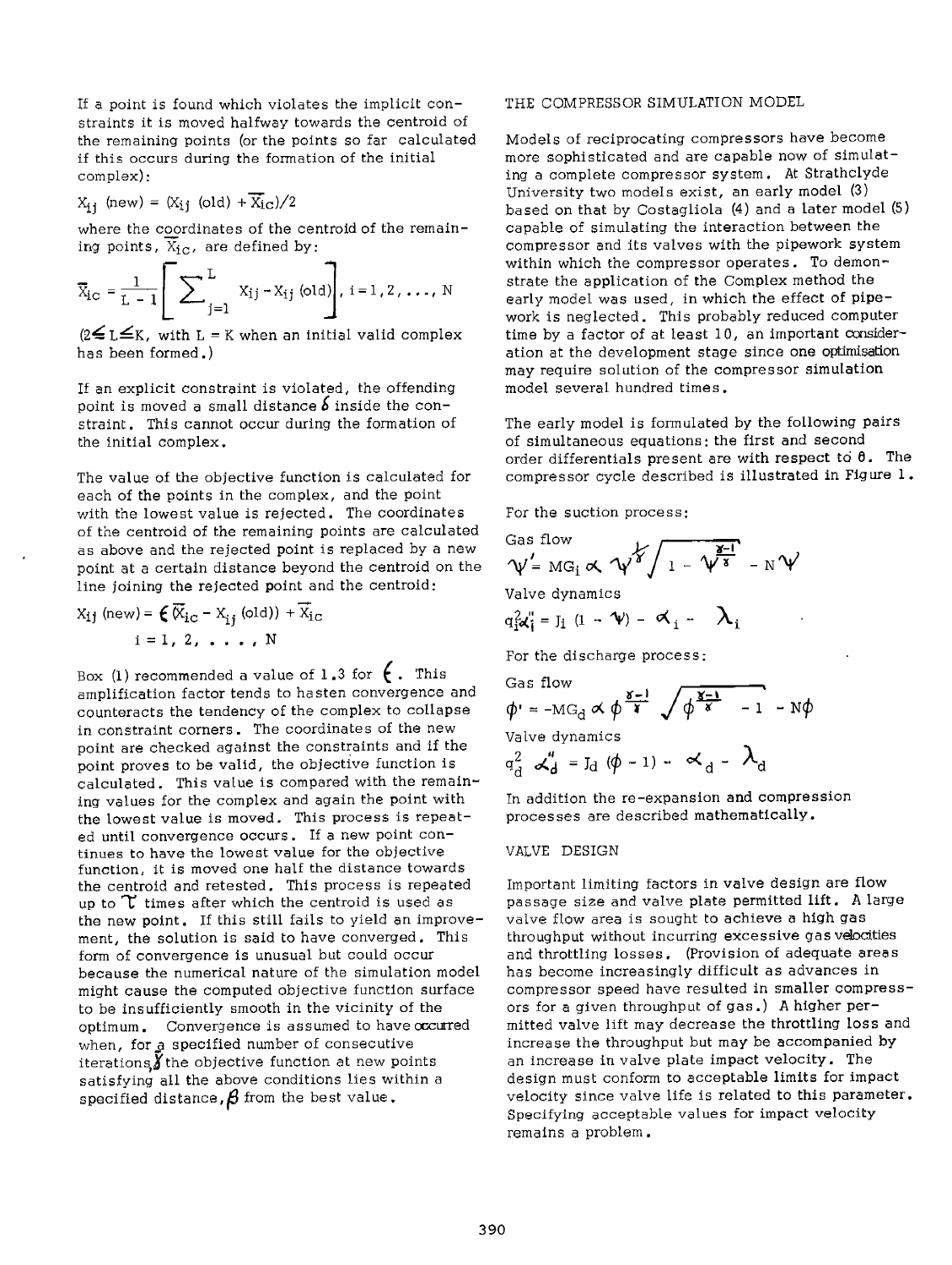If a point is found which violates the implicit constraints it is moved halfway towards the centroid of the remaining points (or the points so far calculated if this occurs during the formation of the initial complex):

$$X_{ij}\ (\text{new}) = (X_{ij}\ (\text{old}) + \overline{X}_{ic})/2$$

where the coordinates of the centroid of the remaining points, $\overline{X}_{ic}$, are defined by:

$$\overline{X}_{ic} = \frac{1}{L-1}\left[\sum_{j=1}^{L} X_{ij} - X_{ij}\ (\text{old})\right],\ i = 1, 2, \ldots, N$$

($2 \leq L \leq K$, with $L = K$ when an initial valid complex has been formed.)

If an explicit constraint is violated, the offending point is moved a small distance $\delta$ inside the constraint. This cannot occur during the formation of the initial complex.

The value of the objective function is calculated for each of the points in the complex, and the point with the lowest value is rejected. The coordinates of the centroid of the remaining points are calculated as above and the rejected point is replaced by a new point at a certain distance beyond the centroid on the line joining the rejected point and the centroid:

$$X_{ij}\ (\text{new}) = \epsilon\,(\overline{X}_{ic} - X_{ij}\ (\text{old})) + \overline{X}_{ic}$$

$$i = 1, 2, \ldots, N$$

Box (1) recommended a value of 1.3 for $\epsilon$. This amplification factor tends to hasten convergence and counteracts the tendency of the complex to collapse in constraint corners. The coordinates of the new point are checked against the constraints and if the point proves to be valid, the objective function is calculated. This value is compared with the remaining values for the complex and again the point with the lowest value is moved. This process is repeated until convergence occurs. If a new point continues to have the lowest value for the objective function, it is moved one half the distance towards the centroid and retested. This process is repeated up to $\tau$ times after which the centroid is used as the new point. If this still fails to yield an improvement, the solution is said to have converged. This form of convergence is unusual but could occur because the numerical nature of the simulation model might cause the computed objective function surface to be insufficiently smooth in the vicinity of the optimum. Convergence is assumed to have occurred when, for a specified number of consecutive iterations, $\gamma$ the objective function at new points satisfying all the above conditions lies within a specified distance, $\beta$ from the best value.

## THE COMPRESSOR SIMULATION MODEL

Models of reciprocating compressors have become more sophisticated and are capable now of simulating a complete compressor system. At Strathclyde University two models exist, an early model (3) based on that by Costagliola (4) and a later model (5) capable of simulating the interaction between the compressor and its valves with the pipework system within which the compressor operates. To demonstrate the application of the Complex method the early model was used, in which the effect of pipework is neglected. This probably reduced computer time by a factor of at least 10, an important consideration at the development stage since one optimisation may require solution of the compressor simulation model several hundred times.

The early model is formulated by the following pairs of simultaneous equations: the first and second order differentials present are with respect to $\theta$. The compressor cycle described is illustrated in Figure 1.

For the suction process:

Gas flow

$$\psi' = MG_i\,\alpha\,\psi^{\frac{1}{\gamma}}\sqrt{1 - \psi^{\frac{\gamma-1}{\gamma}}} - N\psi$$

Valve dynamics

$$q_i^2\alpha_i'' = J_i\,(1 - \psi) - \alpha_i - \lambda_i$$

For the discharge process:

Gas flow

$$\phi' = -MG_d\,\alpha\,\phi^{\frac{\gamma-1}{\gamma}}\sqrt{\phi^{\frac{\gamma-1}{\gamma}} - 1} - N\phi$$

Valve dynamics

$$q_d^2\,\alpha_d'' = J_d\,(\phi - 1) - \alpha_d - \lambda_d$$

In addition the re-expansion and compression processes are described mathematically.

## VALVE DESIGN

Important limiting factors in valve design are flow passage size and valve plate permitted lift. A large valve flow area is sought to achieve a high gas throughput without incurring excessive gas velocities and throttling losses. (Provision of adequate areas has become increasingly difficult as advances in compressor speed have resulted in smaller compressors for a given throughput of gas.) A higher permitted valve lift may decrease the throttling loss and increase the throughput but may be accompanied by an increase in valve plate impact velocity. The design must conform to acceptable limits for impact velocity since valve life is related to this parameter. Specifying acceptable values for impact velocity remains a problem.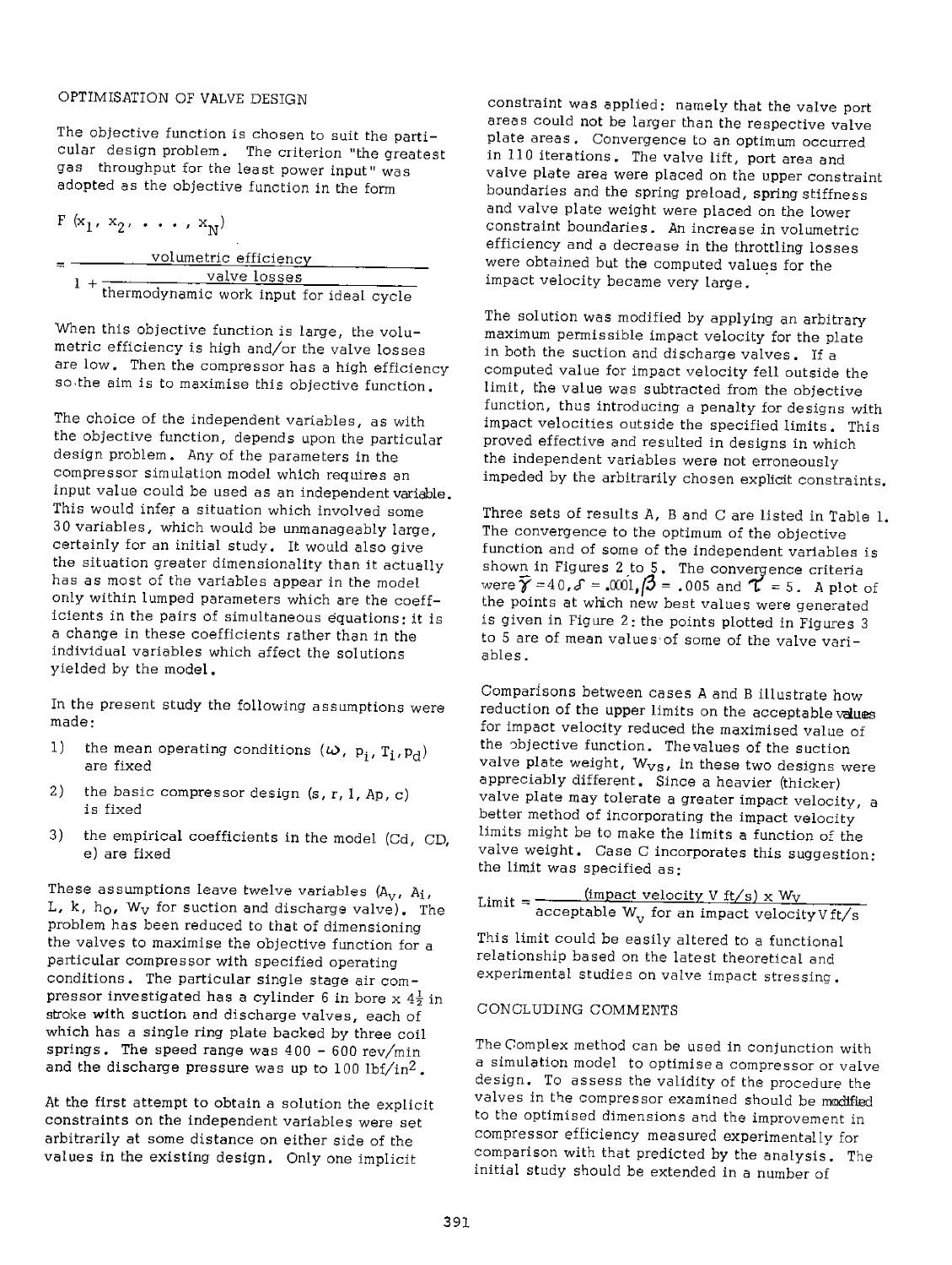## OPTIMISATION OF VALVE DESIGN

The objective function is chosen to suit the particular design problem. The criterion "the greatest gas throughput for the least power input" was adopted as the objective function in the form

$$F(x_1, x_2, \ldots, x_N) = \frac{\text{volumetric efficiency}}{1 + \dfrac{\text{valve losses}}{\text{thermodynamic work input for ideal cycle}}}$$

When this objective function is large, the volumetric efficiency is high and/or the valve losses are low. Then the compressor has a high efficiency so the aim is to maximise this objective function.

The choice of the independent variables, as with the objective function, depends upon the particular design problem. Any of the parameters in the compressor simulation model which requires an input value could be used as an independent variable. This would infer a situation which involved some 30 variables, which would be unmanageably large, certainly for an initial study. It would also give the situation greater dimensionality than it actually has as most of the variables appear in the model only within lumped parameters which are the coefficients in the pairs of simultaneous equations: it is a change in these coefficients rather than in the individual variables which affect the solutions yielded by the model.

In the present study the following assumptions were made:

1) the mean operating conditions ($\omega$, $p_i$, $T_i$, $p_d$) are fixed
2) the basic compressor design (s, r, l, Ap, c) is fixed
3) the empirical coefficients in the model (Cd, CD, e) are fixed

These assumptions leave twelve variables ($A_v$, $A_i$, L, k, $h_o$, $W_v$ for suction and discharge valve). The problem has been reduced to that of dimensioning the valves to maximise the objective function for a particular compressor with specified operating conditions. The particular single stage air compressor investigated has a cylinder 6 in bore x $4\frac{1}{2}$ in stroke with suction and discharge valves, each of which has a single ring plate backed by three coil springs. The speed range was 400 - 600 rev/min and the discharge pressure was up to 100 lbf/in$^2$.

At the first attempt to obtain a solution the explicit constraints on the independent variables were set arbitrarily at some distance on either side of the values in the existing design. Only one implicit constraint was applied: namely that the valve port areas could not be larger than the respective valve plate areas. Convergence to an optimum occurred in 110 iterations. The valve lift, port area and valve plate area were placed on the upper constraint boundaries and the spring preload, spring stiffness and valve plate weight were placed on the lower constraint boundaries. An increase in volumetric efficiency and a decrease in the throttling losses were obtained but the computed values for the impact velocity became very large.

The solution was modified by applying an arbitrary maximum permissible impact velocity for the plate in both the suction and discharge valves. If a computed value for impact velocity fell outside the limit, the value was subtracted from the objective function, thus introducing a penalty for designs with impact velocities outside the specified limits. This proved effective and resulted in designs in which the independent variables were not erroneously impeded by the arbitrarily chosen explicit constraints.

Three sets of results A, B and C are listed in Table 1. The convergence to the optimum of the objective function and of some of the independent variables is shown in Figures 2 to 5. The convergence criteria were $\gamma = 40$, $\delta = .0001$, $\beta = .005$ and $\tau = 5$. A plot of the points at which new best values were generated is given in Figure 2: the points plotted in Figures 3 to 5 are of mean values of some of the valve variables.

Comparisons between cases A and B illustrate how reduction of the upper limits on the acceptable values for impact velocity reduced the maximised value of the objective function. The values of the suction valve plate weight, $W_{VS}$, in these two designs were appreciably different. Since a heavier (thicker) valve plate may tolerate a greater impact velocity, a better method of incorporating the impact velocity limits might be to make the limits a function of the valve weight. Case C incorporates this suggestion: the limit was specified as:

$$\text{Limit} = \frac{(\text{impact velocity V ft/s}) \times W_V}{\text{acceptable } W_v \text{ for an impact velocity V ft/s}}$$

This limit could be easily altered to a functional relationship based on the latest theoretical and experimental studies on valve impact stressing.

## CONCLUDING COMMENTS

The Complex method can be used in conjunction with a simulation model to optimise a compressor or valve design. To assess the validity of the procedure the valves in the compressor examined should be modified to the optimised dimensions and the improvement in compressor efficiency measured experimentally for comparison with that predicted by the analysis. The initial study should be extended in a number of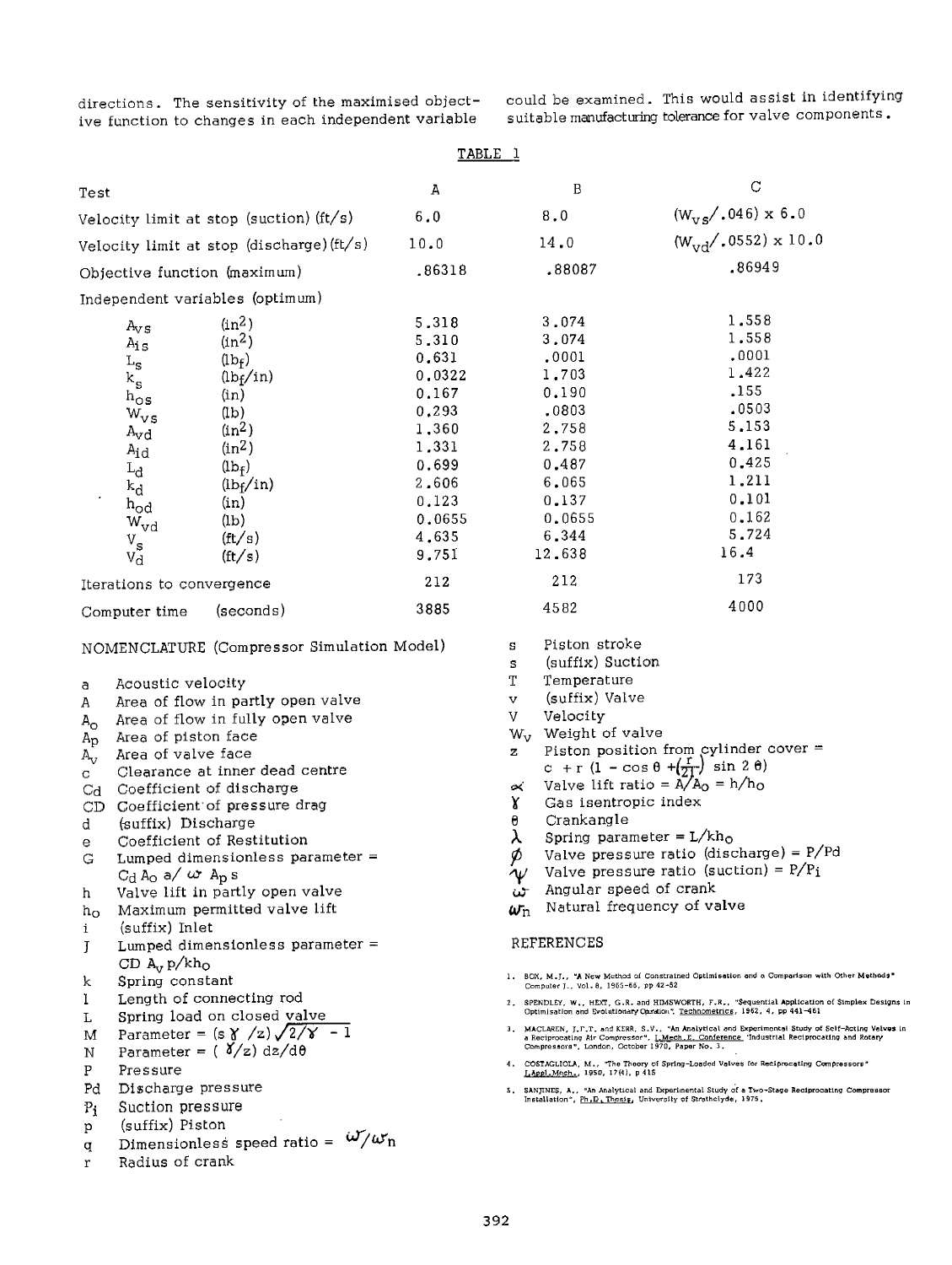directions. The sensitivity of the maximised objective function to changes in each independent variable could be examined. This would assist in identifying suitable manufacturing tolerance for valve components.

TABLE 1

| Test | | A | B | C |
|---|---|---|---|---|
| Velocity limit at stop (suction) (ft/s) | | 6.0 | 8.0 | $(W_{vs}/.046) \times 6.0$ |
| Velocity limit at stop (discharge)(ft/s) | | 10.0 | 14.0 | $(W_{vd}/.0552) \times 10.0$ |
| Objective function (maximum) | | .86318 | .88087 | .86949 |
| Independent variables (optimum) | | | | |
| $A_{vs}$ | $(in^2)$ | 5.318 | 3.074 | 1.558 |
| $A_{is}$ | $(in^2)$ | 5.310 | 3.074 | 1.558 |
| $L_s$ | $(lb_f)$ | 0.631 | .0001 | .0001 |
| $k_s$ | $(lb_f/in)$ | 0.0322 | 1.703 | 1.422 |
| $h_{os}$ | (in) | 0.167 | 0.190 | .155 |
| $W_{vs}$ | (lb) | 0.293 | .0803 | .0503 |
| $A_{vd}$ | $(in^2)$ | 1.360 | 2.758 | 5.153 |
| $A_{id}$ | $(in^2)$ | 1.331 | 2.758 | 4.161 |
| $L_d$ | $(lb_f)$ | 0.699 | 0.487 | 0.425 |
| $k_d$ | $(lb_f/in)$ | 2.606 | 6.065 | 1.211 |
| $h_{od}$ | (in) | 0.123 | 0.137 | 0.101 |
| $W_{vd}$ | (lb) | 0.0655 | 0.0655 | 0.162 |
| $V_s$ | (ft/s) | 4.635 | 6.344 | 5.724 |
| $V_d$ | (ft/s) | 9.751 | 12.638 | 16.4 |
| Iterations to convergence | | 212 | 212 | 173 |
| Computer time | (seconds) | 3885 | 4582 | 4000 |

NOMENCLATURE (Compressor Simulation Model)

- a — Acoustic velocity
- A — Area of flow in partly open valve
- $A_o$ — Area of flow in fully open valve
- $A_p$ — Area of piston face
- $A_v$ — Area of valve face
- c — Clearance at inner dead centre
- Cd — Coefficient of discharge
- CD — Coefficient of pressure drag
- d — (suffix) Discharge
- e — Coefficient of Restitution
- G — Lumped dimensionless parameter = $C_d A_o a / \omega A_p s$
- h — Valve lift in partly open valve
- $h_o$ — Maximum permitted valve lift
- i — (suffix) Inlet
- J — Lumped dimensionless parameter = $CD\, A_v p/kh_o$
- k — Spring constant
- l — Length of connecting rod
- L — Spring load on closed valve
- M — Parameter = $(s\gamma/z)\sqrt{2/\gamma - 1}$
- N — Parameter = $(\gamma/z)\, dz/d\theta$
- P — Pressure
- Pd — Discharge pressure
- $P_i$ — Suction pressure
- p — (suffix) Piston
- q — Dimensionless speed ratio = $\omega/\omega_n$
- r — Radius of crank
- s — Piston stroke
- s — (suffix) Suction
- T — Temperature
- v — (suffix) Valve
- V — Velocity
- $W_v$ — Weight of valve
- z — Piston position from cylinder cover = $c + r\,(1 - \cos\theta + (\frac{r}{2l}) \sin 2\theta)$
- $\alpha$ — Valve lift ratio = $A/A_o = h/h_o$
- $\gamma$ — Gas isentropic index
- $\theta$ — Crankangle
- $\lambda$ — Spring parameter = $L/kh_o$
- $\phi$ — Valve pressure ratio (discharge) = P/Pd
- $\psi$ — Valve pressure ratio (suction) = $P/P_i$
- $\omega$ — Angular speed of crank
- $\omega_n$ — Natural frequency of valve

REFERENCES

1. BOX, M.J., "A New Method of Constrained Optimisation and a Comparison with Other Methods" Computer J., Vol. 8, 1965-66, pp 42-52
2. SPENDLEY, W., HEXT, G.R. and HIMSWORTH, F.R., "Sequential Application of Simplex Designs in Optimisation and Evolutionary Operation", Technometrics, 1962, 4, pp 441-461
3. MACLAREN, J.F.T. and KERR, S.V., "An Analytical and Experimental Study of Self-Acting Valves in a Reciprocating Air Compressor", I.Mech.E. Conference "Industrial Reciprocating and Rotary Compressors", London, October 1970, Paper No. 3.
4. COSTAGLIOLA, M., "The Theory of Spring-Loaded Valves for Reciprocating Compressors" J.Appl.Mech., 1950, 17(4), p 415
5. SANJINES, A., "An Analytical and Experimental Study of a Two-Stage Reciprocating Compressor Installation", Ph.D. Thesis, University of Strathclyde, 1975.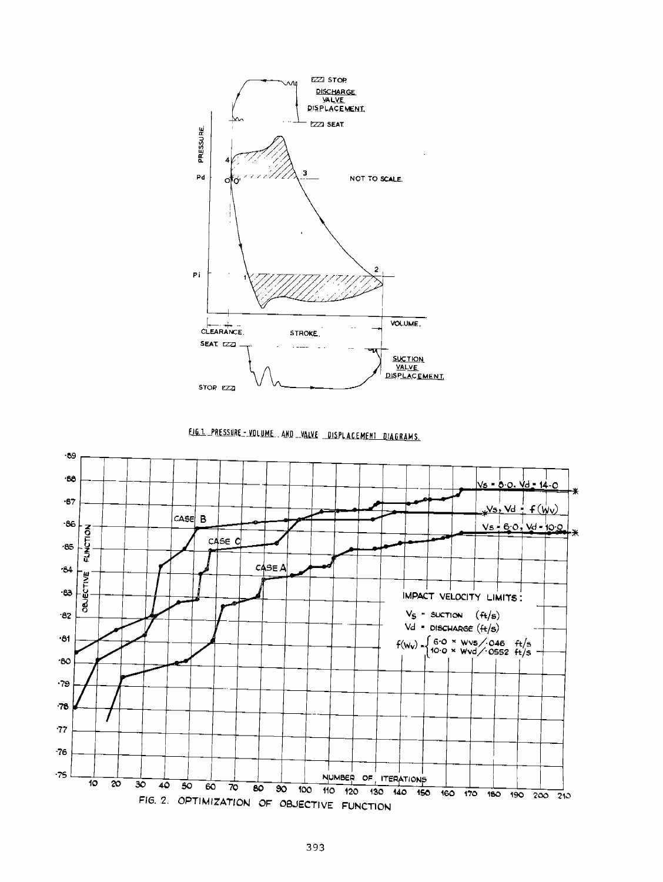FIG.1. PRESSURE - VOLUME AND VALVE DISPLACEMENT DIAGRAMS.

FIG. 2. OPTIMIZATION OF OBJECTIVE FUNCTION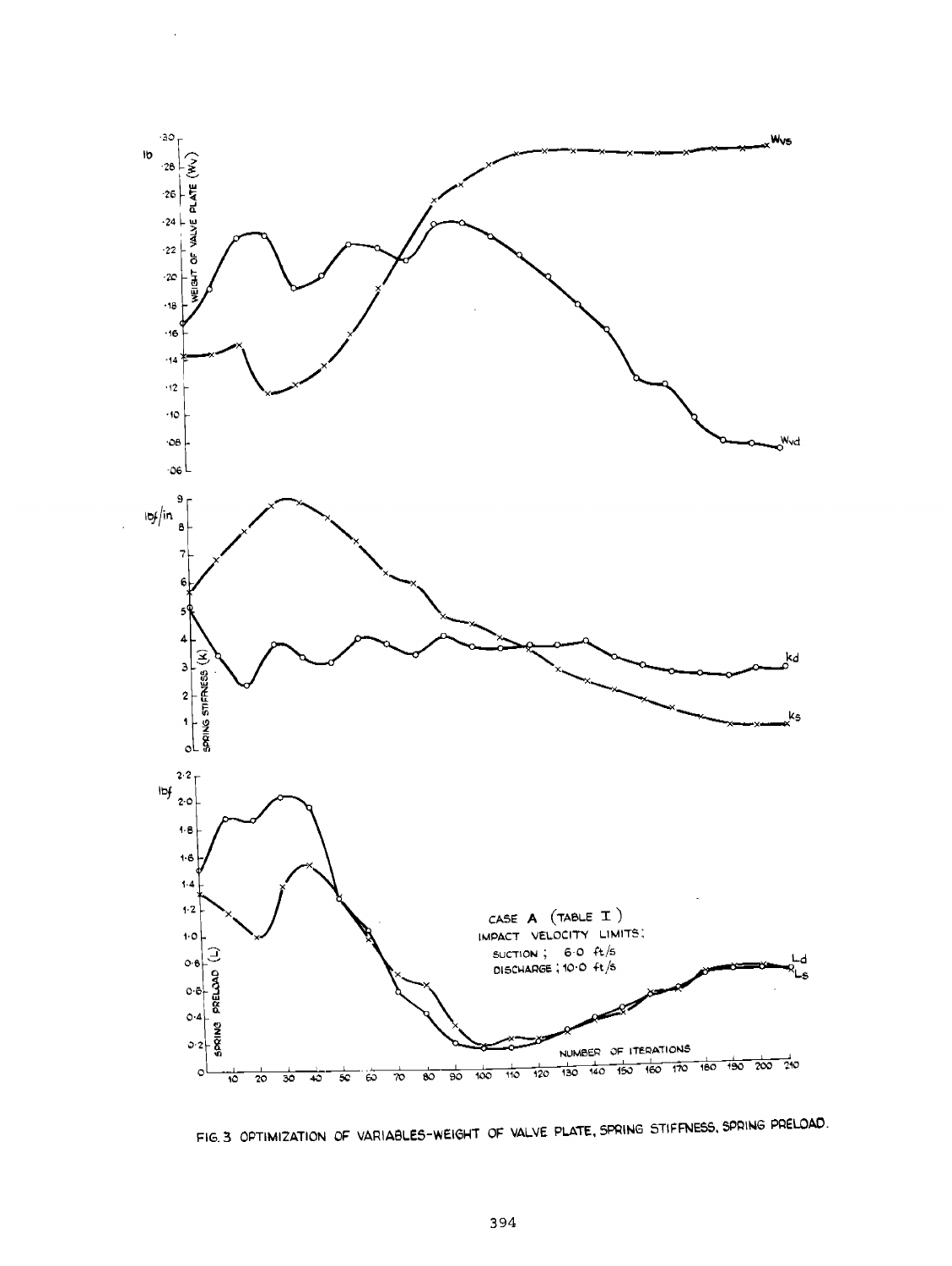FIG. 3 OPTIMIZATION OF VARIABLES-WEIGHT OF VALVE PLATE, SPRING STIFFNESS, SPRING PRELOAD.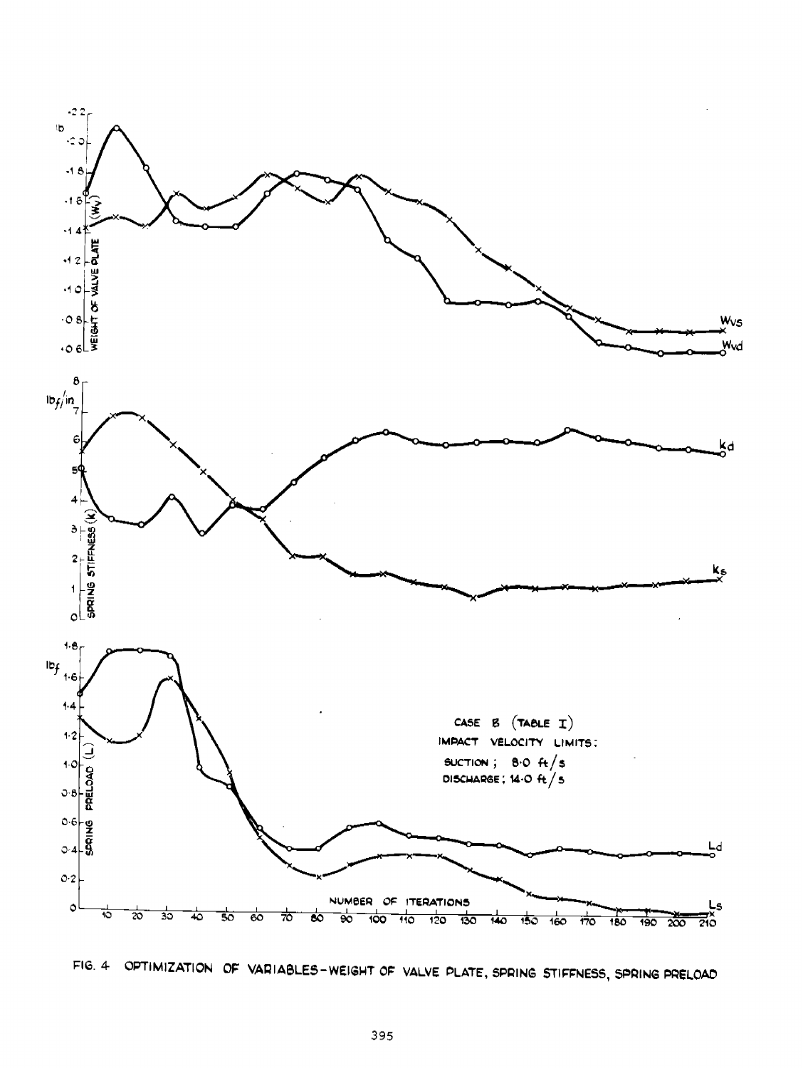FIG. 4 OPTIMIZATION OF VARIABLES - WEIGHT OF VALVE PLATE, SPRING STIFFNESS, SPRING PRELOAD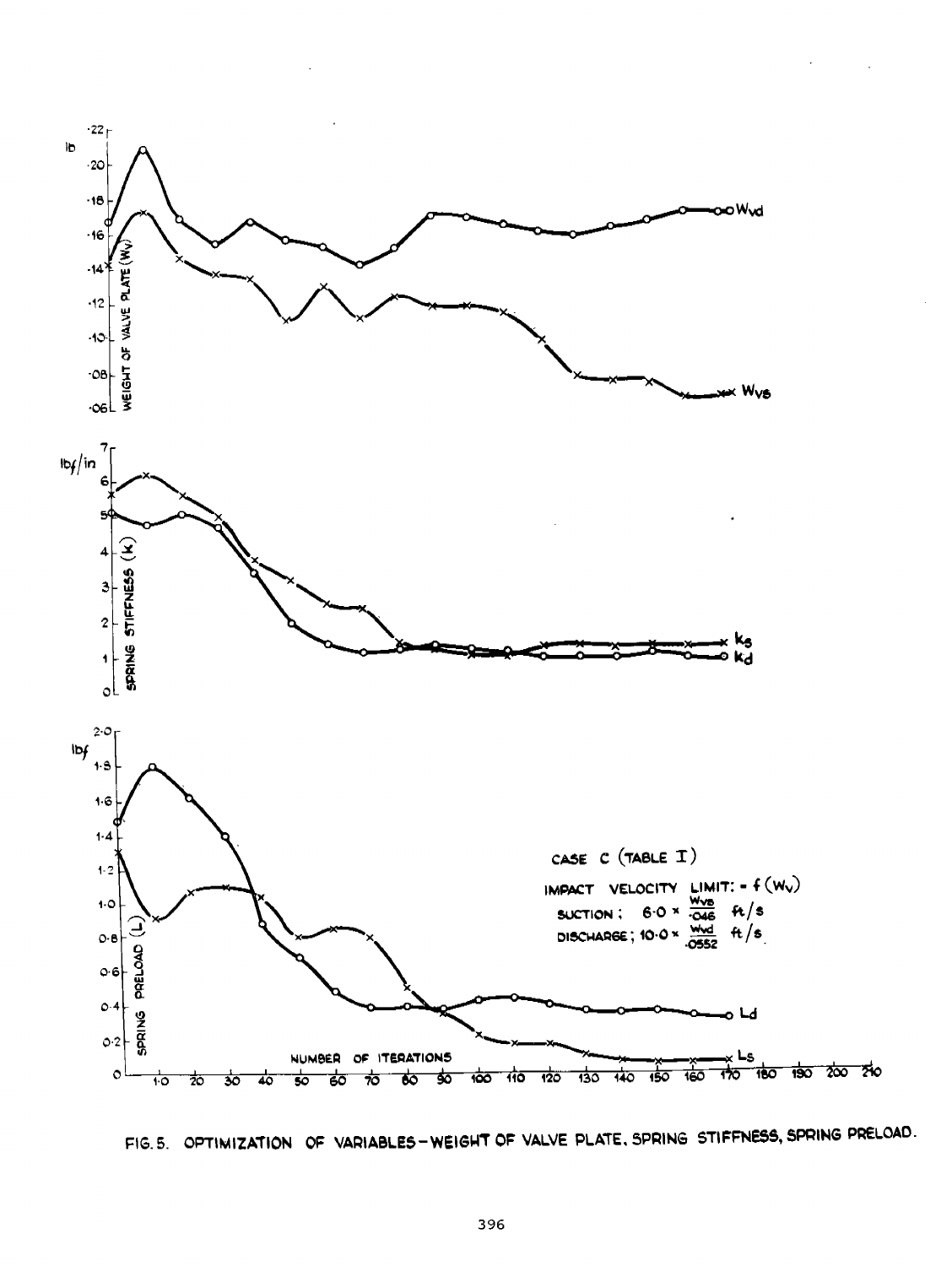lb

·22
·20
·18
·16
·14
·12
·10
·08
·06

WEIGHT OF VALVE PLATE ($W_v$)

$W_{vd}$

$W_{vs}$

lbf/in

7
6
5
4
3
2
1
0

SPRING STIFFNESS (k)

$k_s$

$k_d$

lbf

2·0
1·8
1·6
1·4
1·2
1·0
0·8
0·6
0·4
0·2
0

SPRING PRELOAD (L)

CASE C (TABLE I)

IMPACT VELOCITY LIMIT: = f ($W_v$)

SUCTION ; $6.0 \times \frac{W_{vs}}{.046}$ ft/s

DISCHARGE ; $10.0 \times \frac{W_{vd}}{.0552}$ ft/s

$L_d$

$L_s$

NUMBER OF ITERATIONS

10 20 30 40 50 60 70 80 90 100 110 120 130 140 150 160 170 180 190 200 210

FIG. 5. OPTIMIZATION OF VARIABLES – WEIGHT OF VALVE PLATE, SPRING STIFFNESS, SPRING PRELOAD.